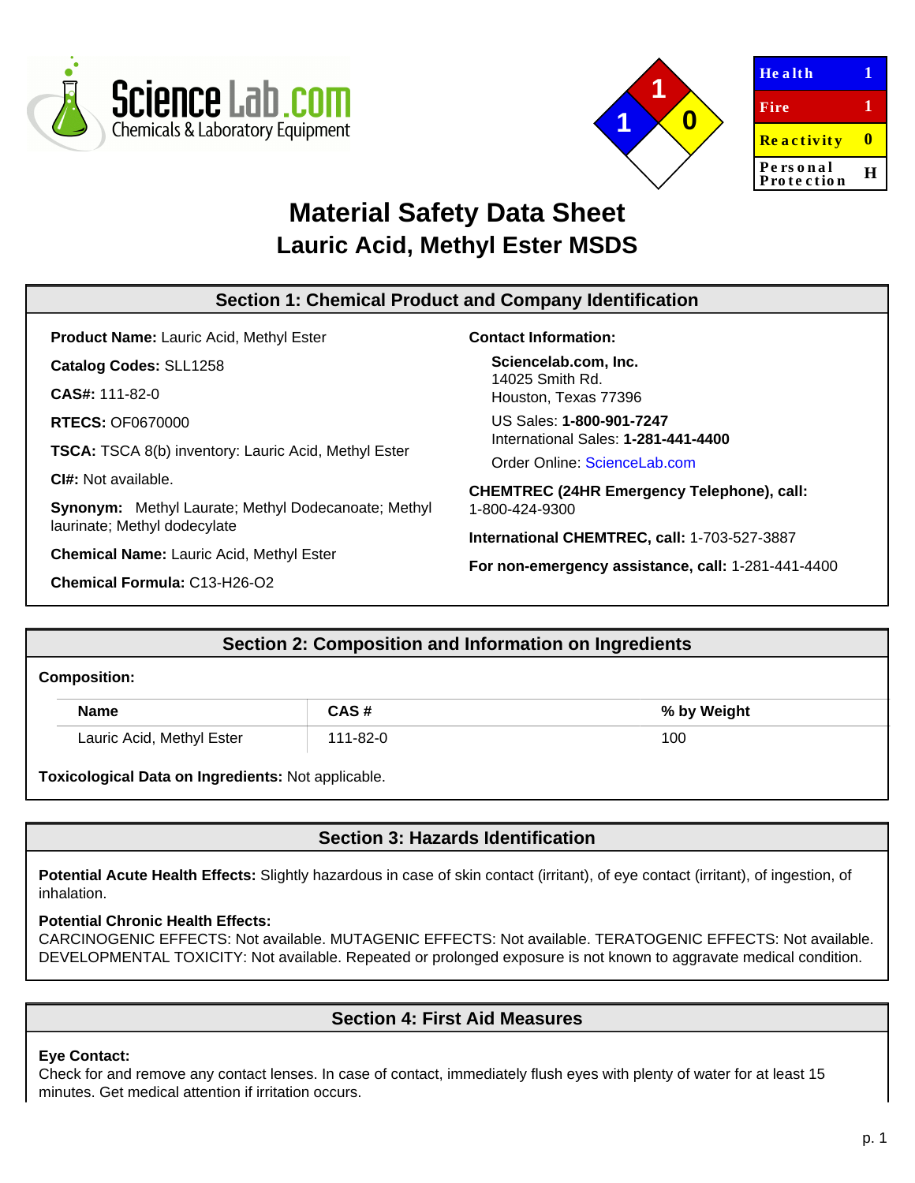ScienceLab.com
Chemicals & Laboratory Equipment

| | |
|---|---|
| Health | 1 |
| Fire | 1 |
| Reactivity | 0 |
| Personal Protection | H |

# Material Safety Data Sheet
## Lauric Acid, Methyl Ester MSDS

## Section 1: Chemical Product and Company Identification

**Product Name:** Lauric Acid, Methyl Ester

**Catalog Codes:** SLL1258

**CAS#:** 111-82-0

**RTECS:** OF0670000

**TSCA:** TSCA 8(b) inventory: Lauric Acid, Methyl Ester

**CI#:** Not available.

**Synonym:** Methyl Laurate; Methyl Dodecanoate; Methyl laurinate; Methyl dodecylate

**Chemical Name:** Lauric Acid, Methyl Ester

**Chemical Formula:** C13-H26-O2

**Contact Information:**

**Sciencelab.com, Inc.**
14025 Smith Rd.
Houston, Texas 77396

US Sales: **1-800-901-7247**
International Sales: **1-281-441-4400**

Order Online: ScienceLab.com

**CHEMTREC (24HR Emergency Telephone), call:**
1-800-424-9300

**International CHEMTREC, call:** 1-703-527-3887

**For non-emergency assistance, call:** 1-281-441-4400

## Section 2: Composition and Information on Ingredients

**Composition:**

| Name | CAS # | % by Weight |
|---|---|---|
| Lauric Acid, Methyl Ester | 111-82-0 | 100 |

**Toxicological Data on Ingredients:** Not applicable.

## Section 3: Hazards Identification

**Potential Acute Health Effects:** Slightly hazardous in case of skin contact (irritant), of eye contact (irritant), of ingestion, of inhalation.

**Potential Chronic Health Effects:**
CARCINOGENIC EFFECTS: Not available. MUTAGENIC EFFECTS: Not available. TERATOGENIC EFFECTS: Not available. DEVELOPMENTAL TOXICITY: Not available. Repeated or prolonged exposure is not known to aggravate medical condition.

## Section 4: First Aid Measures

**Eye Contact:**
Check for and remove any contact lenses. In case of contact, immediately flush eyes with plenty of water for at least 15 minutes. Get medical attention if irritation occurs.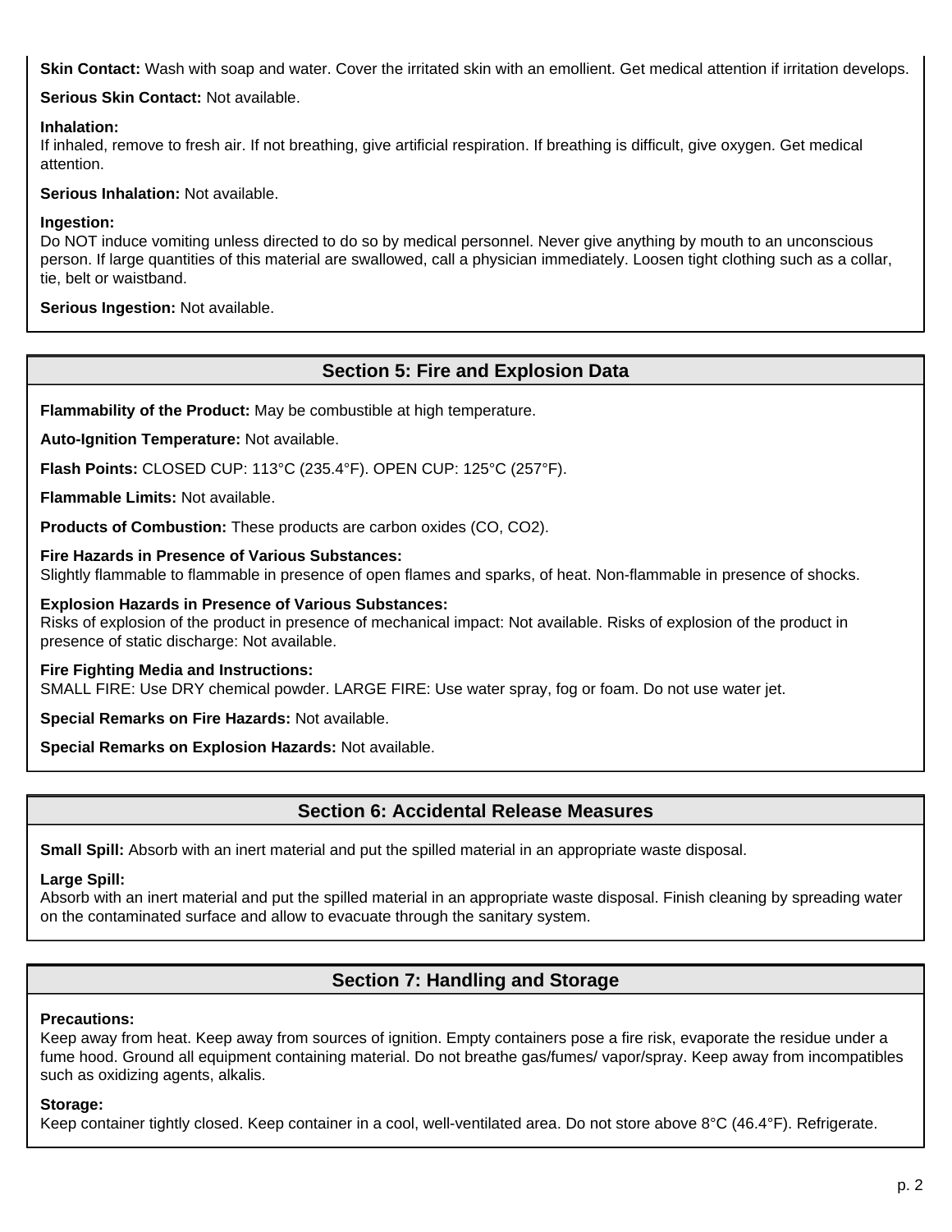**Skin Contact:** Wash with soap and water. Cover the irritated skin with an emollient. Get medical attention if irritation develops.

**Serious Skin Contact:** Not available.

**Inhalation:**
If inhaled, remove to fresh air. If not breathing, give artificial respiration. If breathing is difficult, give oxygen. Get medical attention.

**Serious Inhalation:** Not available.

**Ingestion:**
Do NOT induce vomiting unless directed to do so by medical personnel. Never give anything by mouth to an unconscious person. If large quantities of this material are swallowed, call a physician immediately. Loosen tight clothing such as a collar, tie, belt or waistband.

**Serious Ingestion:** Not available.

## Section 5: Fire and Explosion Data

**Flammability of the Product:** May be combustible at high temperature.

**Auto-Ignition Temperature:** Not available.

**Flash Points:** CLOSED CUP: 113°C (235.4°F). OPEN CUP: 125°C (257°F).

**Flammable Limits:** Not available.

**Products of Combustion:** These products are carbon oxides (CO, $CO_2$).

**Fire Hazards in Presence of Various Substances:**
Slightly flammable to flammable in presence of open flames and sparks, of heat. Non-flammable in presence of shocks.

**Explosion Hazards in Presence of Various Substances:**
Risks of explosion of the product in presence of mechanical impact: Not available. Risks of explosion of the product in presence of static discharge: Not available.

**Fire Fighting Media and Instructions:**
SMALL FIRE: Use DRY chemical powder. LARGE FIRE: Use water spray, fog or foam. Do not use water jet.

**Special Remarks on Fire Hazards:** Not available.

**Special Remarks on Explosion Hazards:** Not available.

## Section 6: Accidental Release Measures

**Small Spill:** Absorb with an inert material and put the spilled material in an appropriate waste disposal.

**Large Spill:**
Absorb with an inert material and put the spilled material in an appropriate waste disposal. Finish cleaning by spreading water on the contaminated surface and allow to evacuate through the sanitary system.

## Section 7: Handling and Storage

**Precautions:**
Keep away from heat. Keep away from sources of ignition. Empty containers pose a fire risk, evaporate the residue under a fume hood. Ground all equipment containing material. Do not breathe gas/fumes/ vapor/spray. Keep away from incompatibles such as oxidizing agents, alkalis.

**Storage:**
Keep container tightly closed. Keep container in a cool, well-ventilated area. Do not store above 8°C (46.4°F). Refrigerate.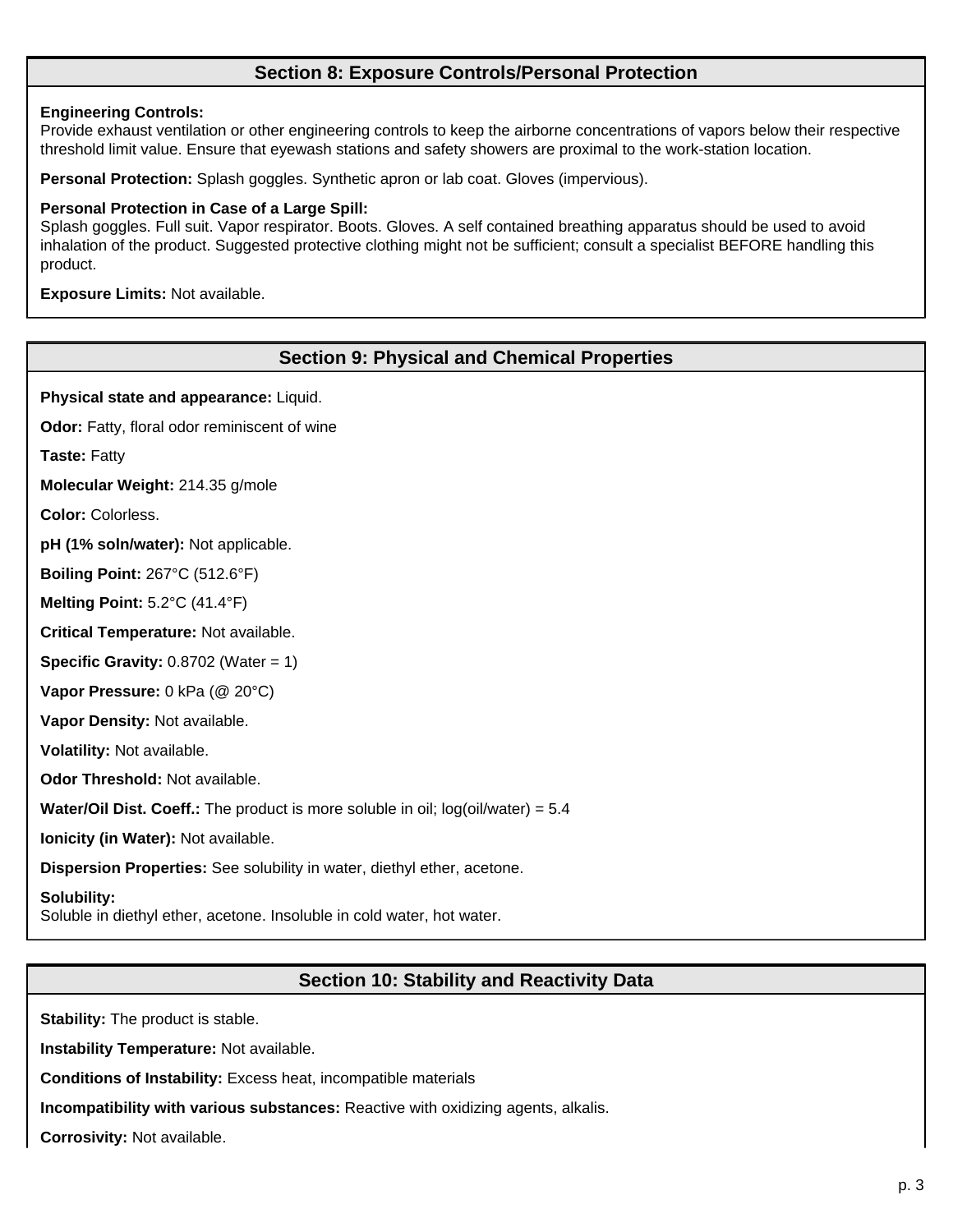## Section 8: Exposure Controls/Personal Protection

**Engineering Controls:**
Provide exhaust ventilation or other engineering controls to keep the airborne concentrations of vapors below their respective threshold limit value. Ensure that eyewash stations and safety showers are proximal to the work-station location.

**Personal Protection:** Splash goggles. Synthetic apron or lab coat. Gloves (impervious).

**Personal Protection in Case of a Large Spill:**
Splash goggles. Full suit. Vapor respirator. Boots. Gloves. A self contained breathing apparatus should be used to avoid inhalation of the product. Suggested protective clothing might not be sufficient; consult a specialist BEFORE handling this product.

**Exposure Limits:** Not available.

## Section 9: Physical and Chemical Properties

**Physical state and appearance:** Liquid.

**Odor:** Fatty, floral odor reminiscent of wine

**Taste:** Fatty

**Molecular Weight:** 214.35 g/mole

**Color:** Colorless.

**pH (1% soln/water):** Not applicable.

**Boiling Point:** 267°C (512.6°F)

**Melting Point:** 5.2°C (41.4°F)

**Critical Temperature:** Not available.

**Specific Gravity:** 0.8702 (Water = 1)

**Vapor Pressure:** 0 kPa (@ 20°C)

**Vapor Density:** Not available.

**Volatility:** Not available.

**Odor Threshold:** Not available.

**Water/Oil Dist. Coeff.:** The product is more soluble in oil; log(oil/water) = 5.4

**Ionicity (in Water):** Not available.

**Dispersion Properties:** See solubility in water, diethyl ether, acetone.

**Solubility:**
Soluble in diethyl ether, acetone. Insoluble in cold water, hot water.

## Section 10: Stability and Reactivity Data

**Stability:** The product is stable.

**Instability Temperature:** Not available.

**Conditions of Instability:** Excess heat, incompatible materials

**Incompatibility with various substances:** Reactive with oxidizing agents, alkalis.

**Corrosivity:** Not available.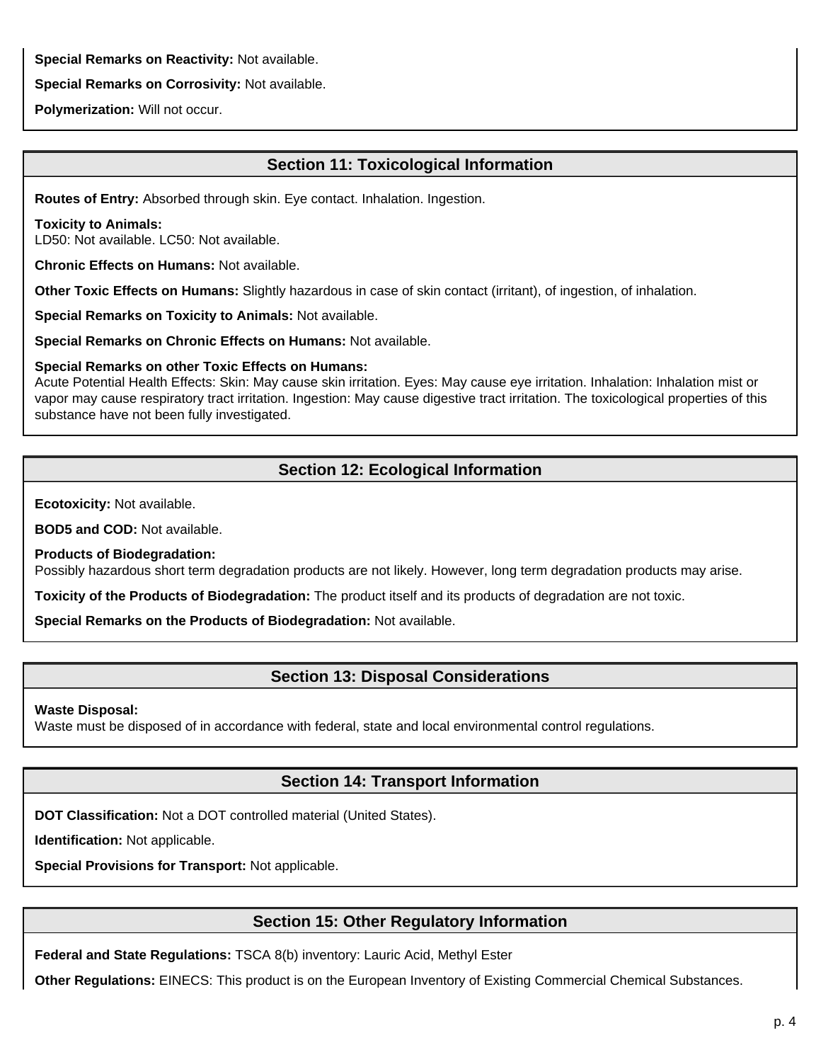**Special Remarks on Reactivity:** Not available.

**Special Remarks on Corrosivity:** Not available.

**Polymerization:** Will not occur.

## Section 11: Toxicological Information

**Routes of Entry:** Absorbed through skin. Eye contact. Inhalation. Ingestion.

**Toxicity to Animals:**
LD50: Not available. LC50: Not available.

**Chronic Effects on Humans:** Not available.

**Other Toxic Effects on Humans:** Slightly hazardous in case of skin contact (irritant), of ingestion, of inhalation.

**Special Remarks on Toxicity to Animals:** Not available.

**Special Remarks on Chronic Effects on Humans:** Not available.

**Special Remarks on other Toxic Effects on Humans:**
Acute Potential Health Effects: Skin: May cause skin irritation. Eyes: May cause eye irritation. Inhalation: Inhalation mist or vapor may cause respiratory tract irritation. Ingestion: May cause digestive tract irritation. The toxicological properties of this substance have not been fully investigated.

## Section 12: Ecological Information

**Ecotoxicity:** Not available.

**BOD5 and COD:** Not available.

**Products of Biodegradation:**
Possibly hazardous short term degradation products are not likely. However, long term degradation products may arise.

**Toxicity of the Products of Biodegradation:** The product itself and its products of degradation are not toxic.

**Special Remarks on the Products of Biodegradation:** Not available.

## Section 13: Disposal Considerations

**Waste Disposal:**
Waste must be disposed of in accordance with federal, state and local environmental control regulations.

## Section 14: Transport Information

**DOT Classification:** Not a DOT controlled material (United States).

**Identification:** Not applicable.

**Special Provisions for Transport:** Not applicable.

## Section 15: Other Regulatory Information

**Federal and State Regulations:** TSCA 8(b) inventory: Lauric Acid, Methyl Ester

**Other Regulations:** EINECS: This product is on the European Inventory of Existing Commercial Chemical Substances.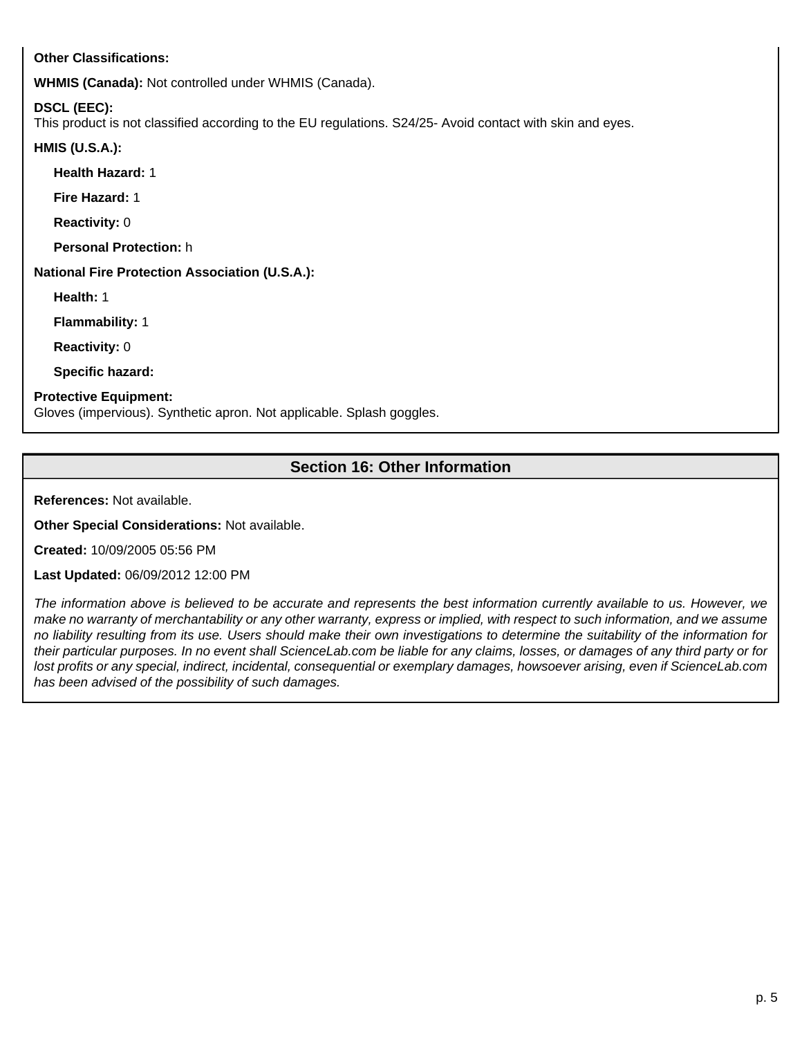**Other Classifications:**

**WHMIS (Canada):** Not controlled under WHMIS (Canada).

**DSCL (EEC):**
This product is not classified according to the EU regulations. S24/25- Avoid contact with skin and eyes.

**HMIS (U.S.A.):**

**Health Hazard:** 1

**Fire Hazard:** 1

**Reactivity:** 0

**Personal Protection:** h

**National Fire Protection Association (U.S.A.):**

**Health:** 1

**Flammability:** 1

**Reactivity:** 0

**Specific hazard:**

**Protective Equipment:**
Gloves (impervious). Synthetic apron. Not applicable. Splash goggles.

## Section 16: Other Information

**References:** Not available.

**Other Special Considerations:** Not available.

**Created:** 10/09/2005 05:56 PM

**Last Updated:** 06/09/2012 12:00 PM

*The information above is believed to be accurate and represents the best information currently available to us. However, we make no warranty of merchantability or any other warranty, express or implied, with respect to such information, and we assume no liability resulting from its use. Users should make their own investigations to determine the suitability of the information for their particular purposes. In no event shall ScienceLab.com be liable for any claims, losses, or damages of any third party or for lost profits or any special, indirect, incidental, consequential or exemplary damages, howsoever arising, even if ScienceLab.com has been advised of the possibility of such damages.*